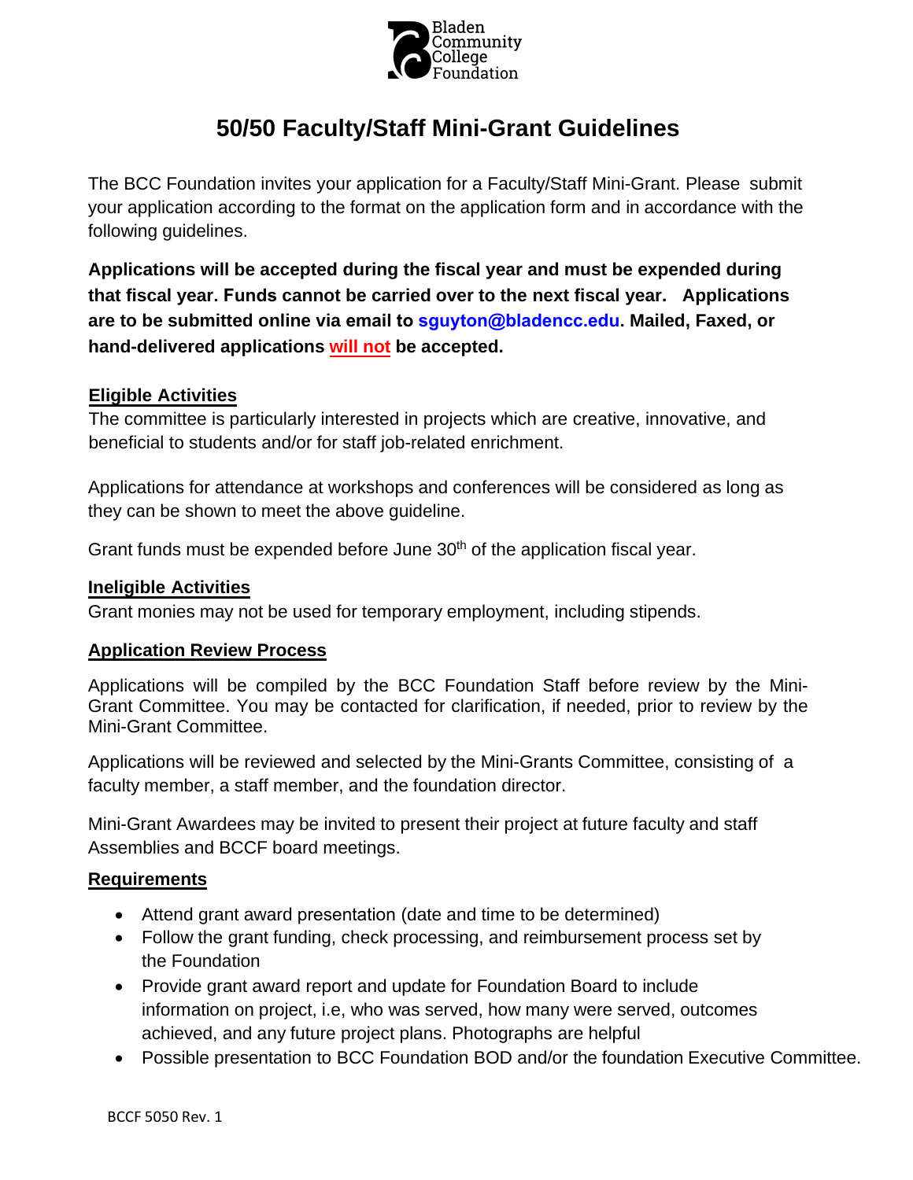Bladen Community College Foundation

# 50/50 Faculty/Staff Mini-Grant Guidelines

The BCC Foundation invites your application for a Faculty/Staff Mini-Grant. Please submit your application according to the format on the application form and in accordance with the following guidelines.

**Applications will be accepted during the fiscal year and must be expended during that fiscal year. Funds cannot be carried over to the next fiscal year. Applications are to be submitted online via email to sguyton@bladencc.edu. Mailed, Faxed, or hand-delivered applications will not be accepted.**

## Eligible Activities

The committee is particularly interested in projects which are creative, innovative, and beneficial to students and/or for staff job-related enrichment.

Applications for attendance at workshops and conferences will be considered as long as they can be shown to meet the above guideline.

Grant funds must be expended before June 30th of the application fiscal year.

## Ineligible Activities

Grant monies may not be used for temporary employment, including stipends.

## Application Review Process

Applications will be compiled by the BCC Foundation Staff before review by the Mini-Grant Committee. You may be contacted for clarification, if needed, prior to review by the Mini-Grant Committee.

Applications will be reviewed and selected by the Mini-Grants Committee, consisting of a faculty member, a staff member, and the foundation director.

Mini-Grant Awardees may be invited to present their project at future faculty and staff Assemblies and BCCF board meetings.

## Requirements

- Attend grant award presentation (date and time to be determined)
- Follow the grant funding, check processing, and reimbursement process set by the Foundation
- Provide grant award report and update for Foundation Board to include information on project, i.e, who was served, how many were served, outcomes achieved, and any future project plans. Photographs are helpful
- Possible presentation to BCC Foundation BOD and/or the foundation Executive Committee.

BCCF 5050 Rev. 1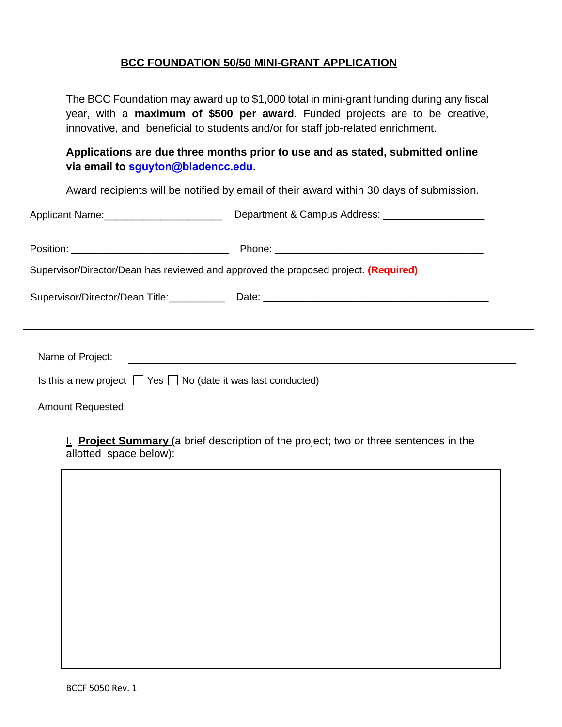# BCC FOUNDATION 50/50 MINI-GRANT APPLICATION

The BCC Foundation may award up to $1,000 total in mini-grant funding during any fiscal year, with a **maximum of $500 per award**. Funded projects are to be creative, innovative, and beneficial to students and/or for staff job-related enrichment.

**Applications are due three months prior to use and as stated, submitted online via email to sguyton@bladencc.edu.**

Award recipients will be notified by email of their award within 30 days of submission.

Applicant Name:____________________ Department & Campus Address: _________________

Position: ___________________________ Phone: ___________________________________

Supervisor/Director/Dean has reviewed and approved the proposed project. **(Required)**

Supervisor/Director/Dean Title:__________ Date: _____________________________________

---

Name of Project: ______________________________________________

Is this a new project ☐ Yes ☐ No (date it was last conducted) ______________________

Amount Requested: ______________________________________________

I. **Project Summary** (a brief description of the project; two or three sentences in the allotted space below):

BCCF 5050 Rev. 1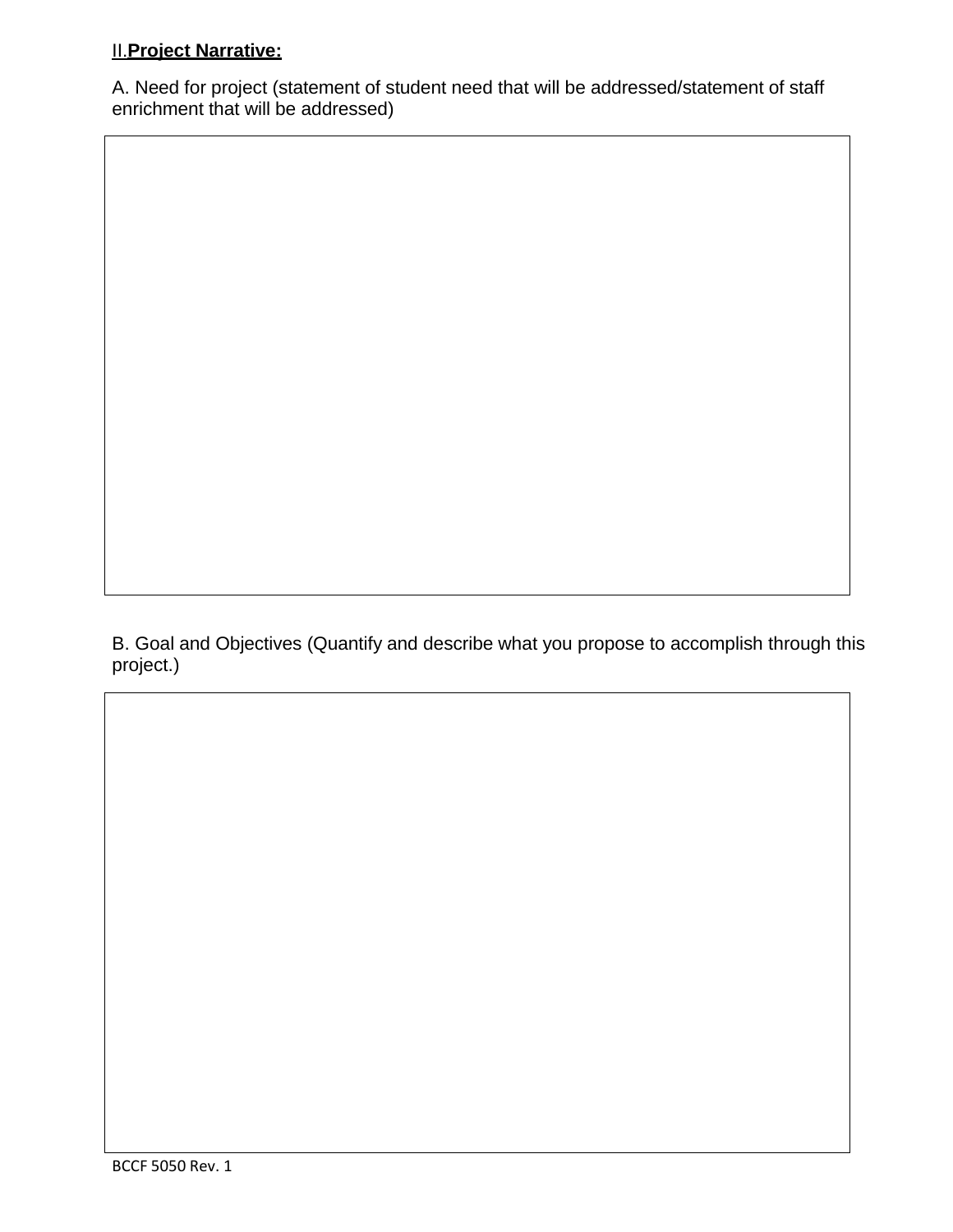## II. **Project Narrative:**

A. Need for project (statement of student need that will be addressed/statement of staff enrichment that will be addressed)

B. Goal and Objectives (Quantify and describe what you propose to accomplish through this project.)

BCCF 5050 Rev. 1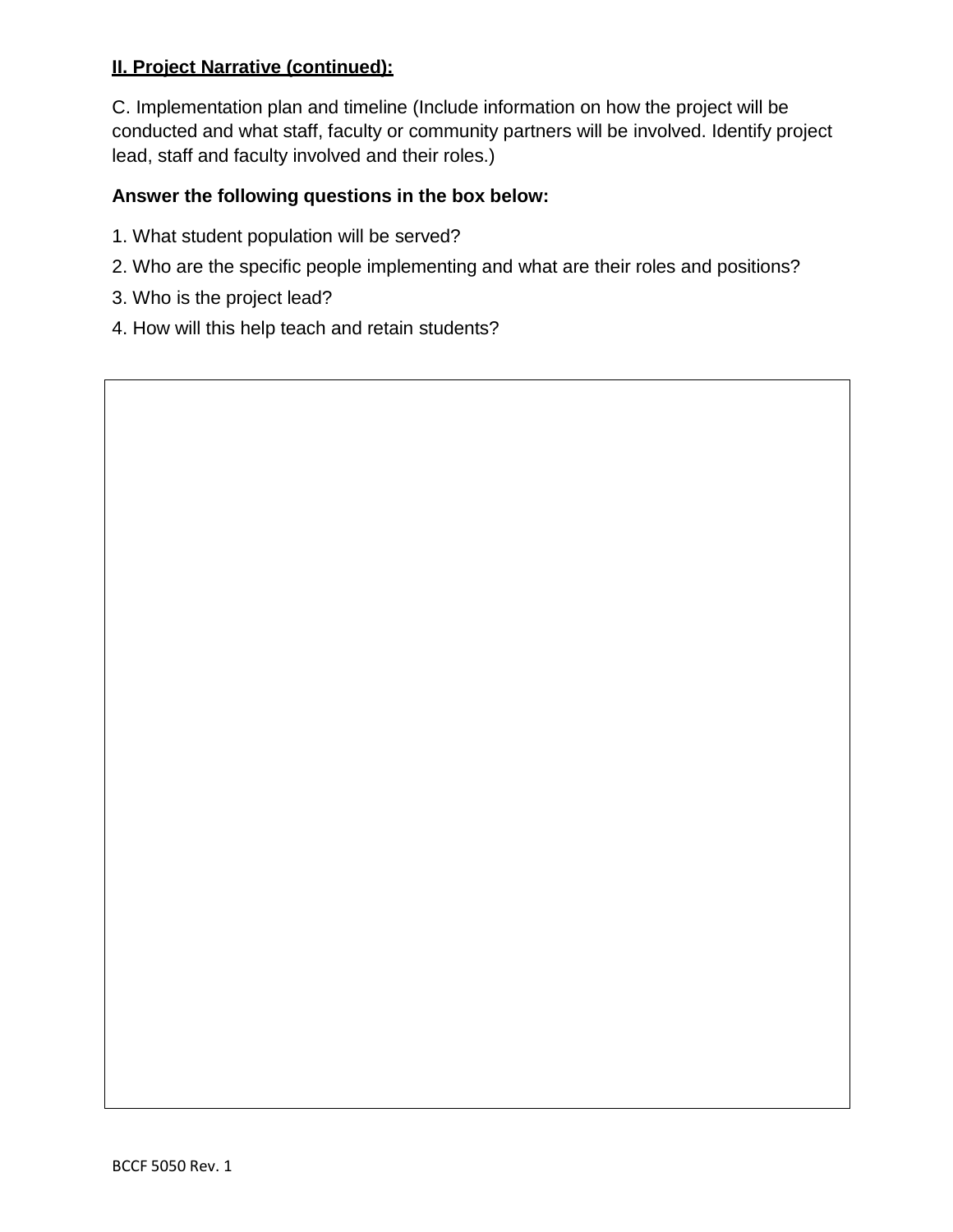**II. Project Narrative (continued):**

C. Implementation plan and timeline (Include information on how the project will be conducted and what staff, faculty or community partners will be involved. Identify project lead, staff and faculty involved and their roles.)

**Answer the following questions in the box below:**

1. What student population will be served?
2. Who are the specific people implementing and what are their roles and positions?
3. Who is the project lead?
4. How will this help teach and retain students?

BCCF 5050 Rev. 1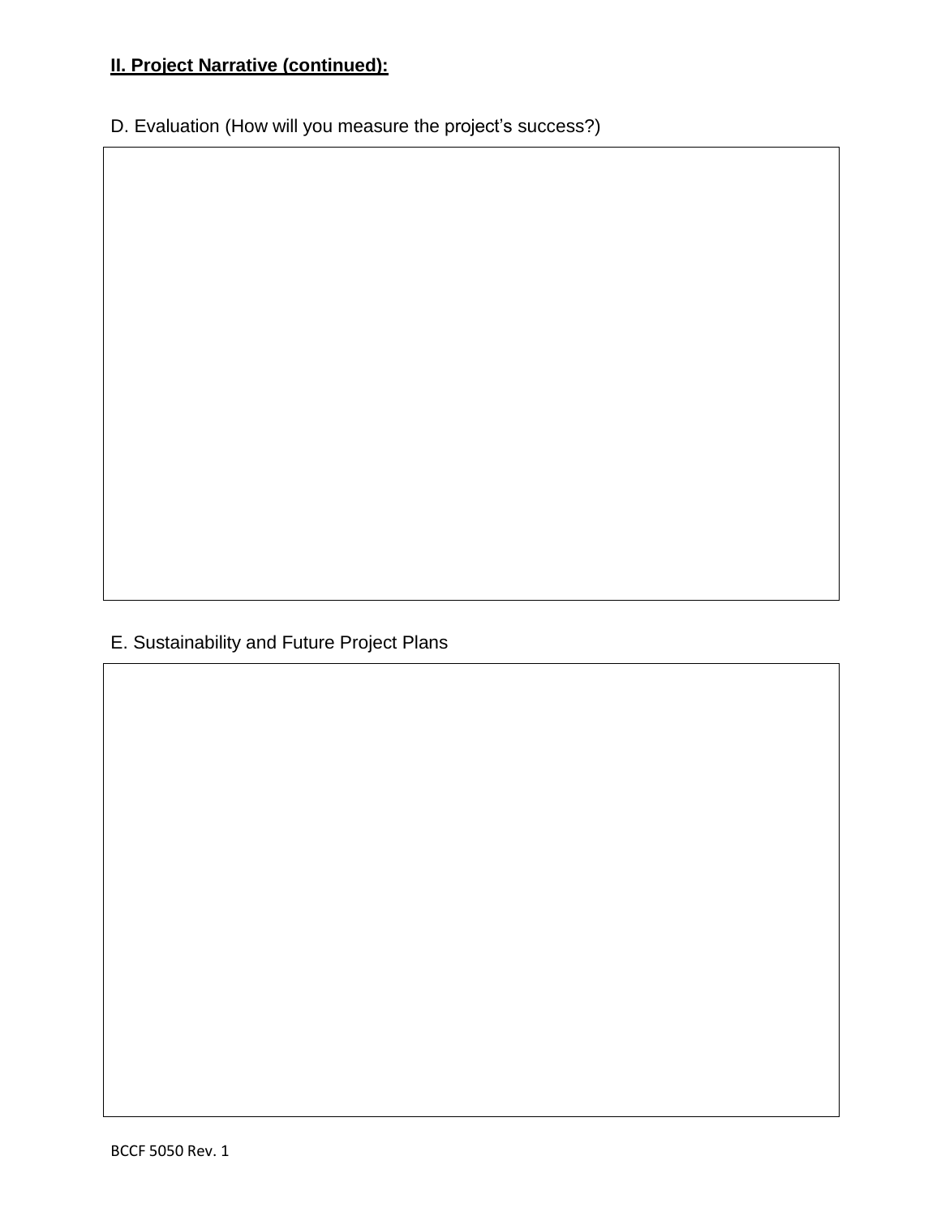**II. Project Narrative (continued):**

D. Evaluation (How will you measure the project's success?)

E. Sustainability and Future Project Plans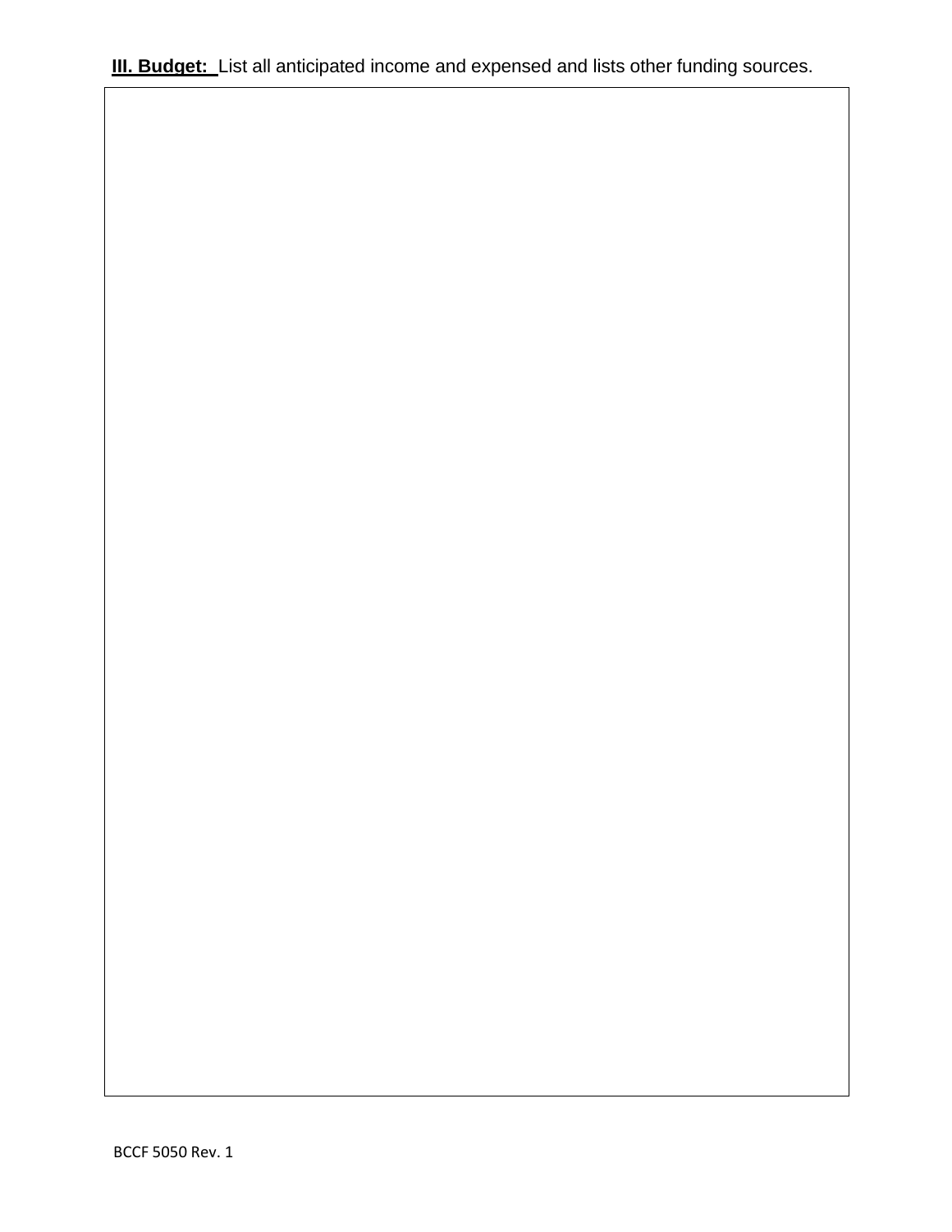**III. Budget:** List all anticipated income and expensed and lists other funding sources.

BCCF 5050 Rev. 1